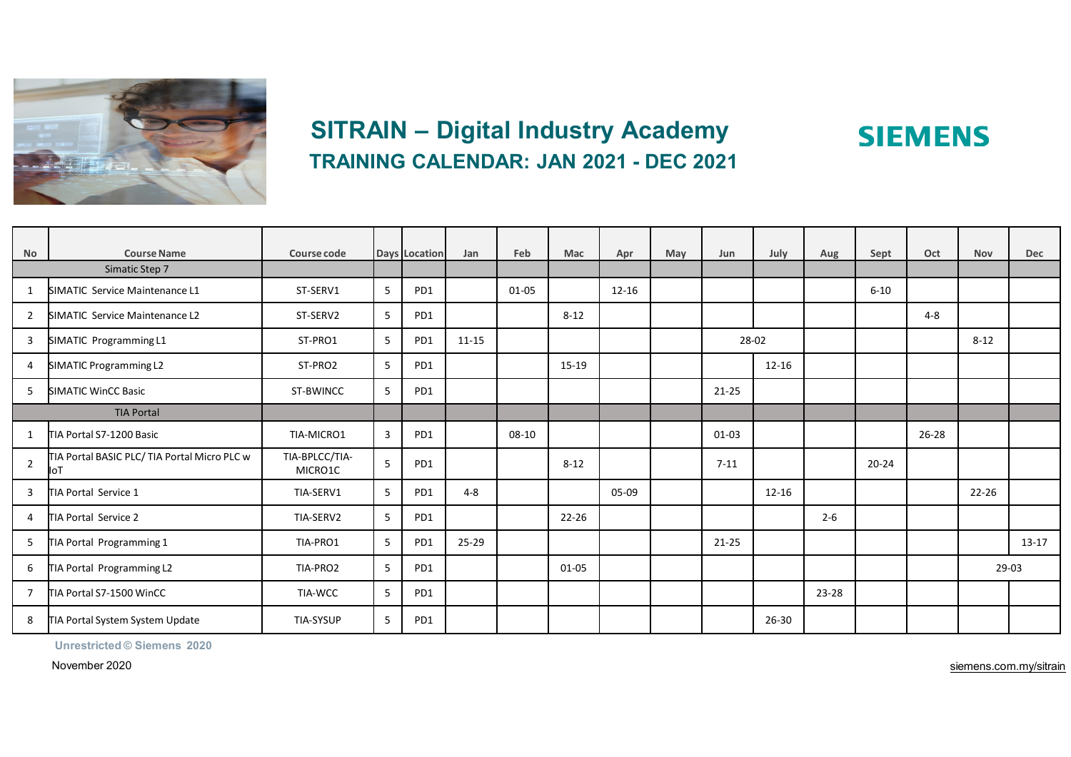# SITRAIN – Digital Industry Academy

## TRAINING CALENDAR: JAN 2021 - DEC 2021

**SIEMENS**

| No | Course Name | Course code | Days | Location | Jan | Feb | Mac | Apr | May | Jun | July | Aug | Sept | Oct | Nov | Dec |
|---|---|---|---|---|---|---|---|---|---|---|---|---|---|---|---|---|
| | **Simatic Step 7** | | | | | | | | | | | | | | | |
| 1 | SIMATIC Service Maintenance L1 | ST-SERV1 | 5 | PD1 | | 01-05 | | 12-16 | | | | | 6-10 | | | |
| 2 | SIMATIC Service Maintenance L2 | ST-SERV2 | 5 | PD1 | | | 8-12 | | | | | | | 4-8 | | |
| 3 | SIMATIC Programming L1 | ST-PRO1 | 5 | PD1 | 11-15 | | | | | 28-02 | | | | | 8-12 | |
| 4 | SIMATIC Programming L2 | ST-PRO2 | 5 | PD1 | | | 15-19 | | | | 12-16 | | | | | |
| 5 | SIMATIC WinCC Basic | ST-BWINCC | 5 | PD1 | | | | | | 21-25 | | | | | | |
| | **TIA Portal** | | | | | | | | | | | | | | | |
| 1 | TIA Portal S7-1200 Basic | TIA-MICRO1 | 3 | PD1 | | 08-10 | | | | 01-03 | | | | 26-28 | | |
| 2 | TIA Portal BASIC PLC/ TIA Portal Micro PLC w IoT | TIA-BPLCC/TIA-MICRO1C | 5 | PD1 | | | 8-12 | | | 7-11 | | | 20-24 | | | |
| 3 | TIA Portal Service 1 | TIA-SERV1 | 5 | PD1 | 4-8 | | | 05-09 | | | 12-16 | | | | 22-26 | |
| 4 | TIA Portal Service 2 | TIA-SERV2 | 5 | PD1 | | | 22-26 | | | | | 2-6 | | | | |
| 5 | TIA Portal Programming 1 | TIA-PRO1 | 5 | PD1 | 25-29 | | | | | 21-25 | | | | | | 13-17 |
| 6 | TIA Portal Programming L2 | TIA-PRO2 | 5 | PD1 | | | 01-05 | | | | | | | | 29-03 | |
| 7 | TIA Portal S7-1500 WinCC | TIA-WCC | 5 | PD1 | | | | | | | | 23-28 | | | | |
| 8 | TIA Portal System System Update | TIA-SYSUP | 5 | PD1 | | | | | | | 26-30 | | | | | |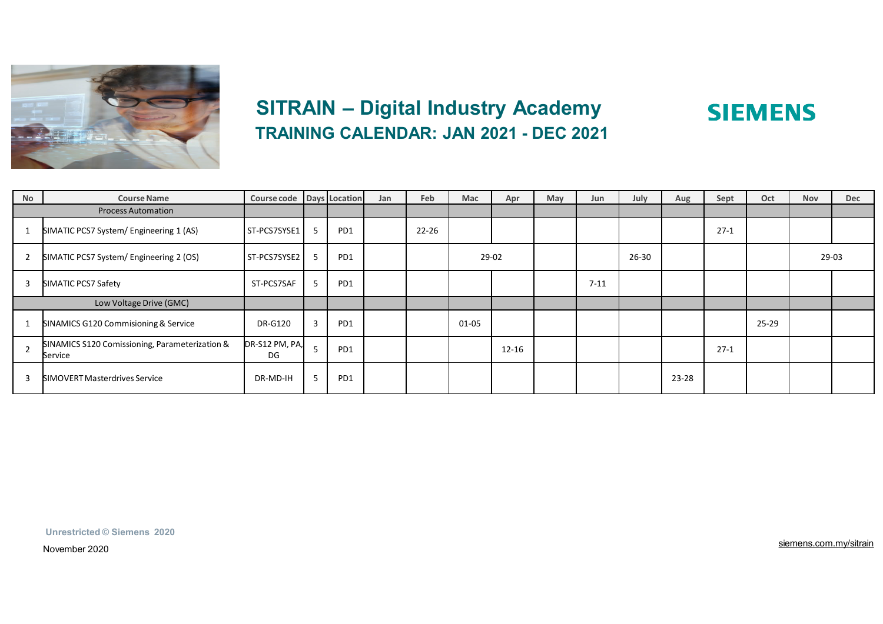# SITRAIN – Digital Industry Academy

## TRAINING CALENDAR: JAN 2021 - DEC 2021

**SIEMENS**

| No | Course Name | Course code | Days | Location | Jan | Feb | Mac | Apr | May | Jun | July | Aug | Sept | Oct | Nov | Dec |
|---|---|---|---|---|---|---|---|---|---|---|---|---|---|---|---|---|
| Process Automation | | | | | | | | | | | | | | | | |
| 1 | SIMATIC PCS7 System/ Engineering 1 (AS) | ST-PCS7SYSE1 | 5 | PD1 | | 22-26 | | | | | | | 27-1 | | | |
| 2 | SIMATIC PCS7 System/ Engineering 2 (OS) | ST-PCS7SYSE2 | 5 | PD1 | | | 29-02 | | | | 26-30 | | | | 29-03 | |
| 3 | SIMATIC PCS7 Safety | ST-PCS7SAF | 5 | PD1 | | | | | | 7-11 | | | | | | |
| Low Voltage Drive (GMC) | | | | | | | | | | | | | | | | |
| 1 | SINAMICS G120 Commisioning & Service | DR-G120 | 3 | PD1 | | | 01-05 | | | | | | | 25-29 | | |
| 2 | SINAMICS S120 Comissioning, Parameterization & Service | DR-S12 PM, PA, DG | 5 | PD1 | | | | 12-16 | | | | | 27-1 | | | |
| 3 | SIMOVERT Masterdrives Service | DR-MD-IH | 5 | PD1 | | | | | | | | 23-28 | | | | |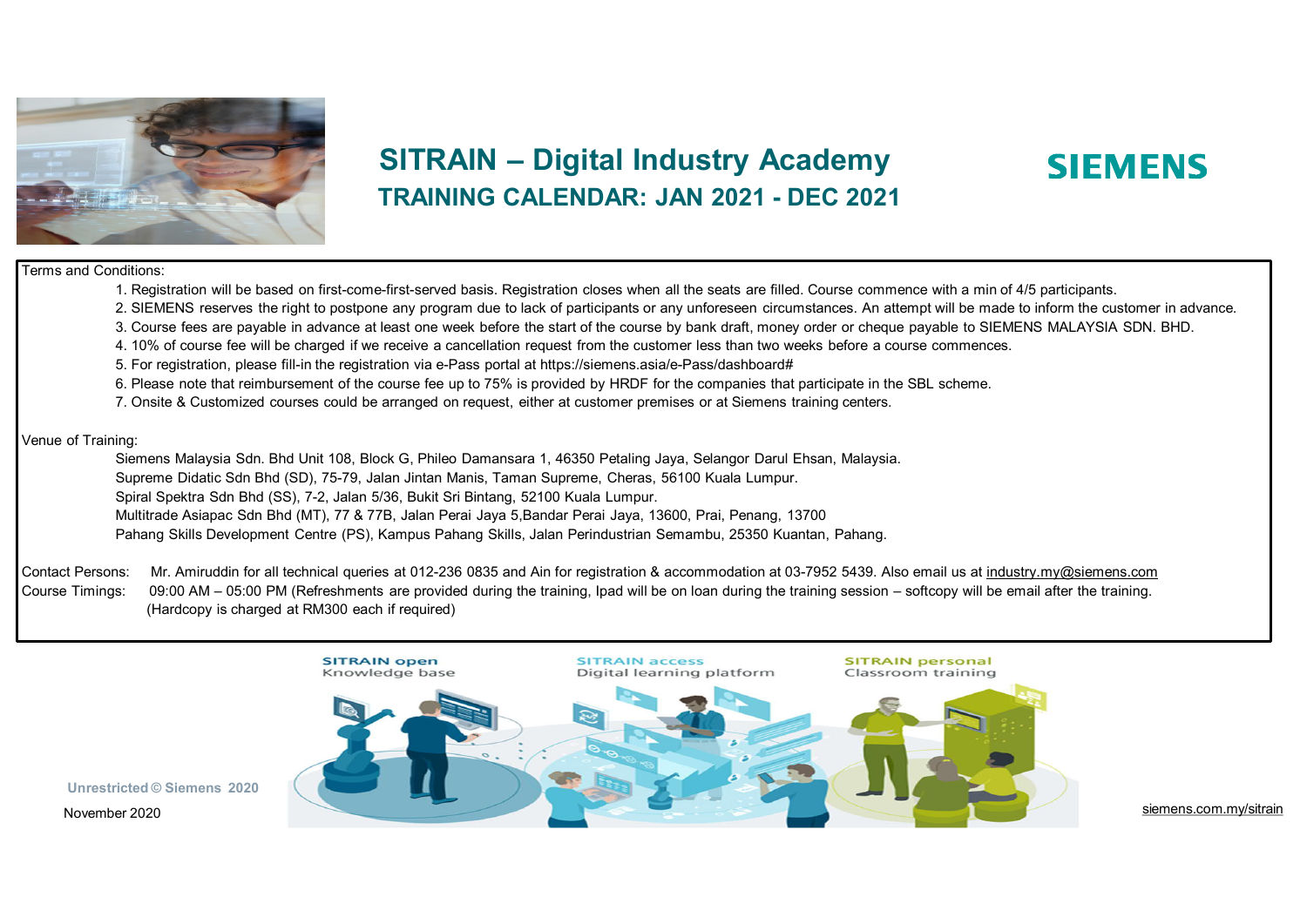# SITRAIN – Digital Industry Academy

## TRAINING CALENDAR: JAN 2021 - DEC 2021

SIEMENS

Terms and Conditions:

1. Registration will be based on first-come-first-served basis. Registration closes when all the seats are filled. Course commence with a min of 4/5 participants.
2. SIEMENS reserves the right to postpone any program due to lack of participants or any unforeseen circumstances. An attempt will be made to inform the customer in advance.
3. Course fees are payable in advance at least one week before the start of the course by bank draft, money order or cheque payable to SIEMENS MALAYSIA SDN. BHD.
4. 10% of course fee will be charged if we receive a cancellation request from the customer less than two weeks before a course commences.
5. For registration, please fill-in the registration via e-Pass portal at https://siemens.asia/e-Pass/dashboard#
6. Please note that reimbursement of the course fee up to 75% is provided by HRDF for the companies that participate in the SBL scheme.
7. Onsite & Customized courses could be arranged on request, either at customer premises or at Siemens training centers.

Venue of Training:

Siemens Malaysia Sdn. Bhd Unit 108, Block G, Phileo Damansara 1, 46350 Petaling Jaya, Selangor Darul Ehsan, Malaysia.
Supreme Didatic Sdn Bhd (SD), 75-79, Jalan Jintan Manis, Taman Supreme, Cheras, 56100 Kuala Lumpur.
Spiral Spektra Sdn Bhd (SS), 7-2, Jalan 5/36, Bukit Sri Bintang, 52100 Kuala Lumpur.
Multitrade Asiapac Sdn Bhd (MT), 77 & 77B, Jalan Perai Jaya 5,Bandar Perai Jaya, 13600, Prai, Penang, 13700
Pahang Skills Development Centre (PS), Kampus Pahang Skills, Jalan Perindustrian Semambu, 25350 Kuantan, Pahang.

Contact Persons: Mr. Amiruddin for all technical queries at 012-236 0835 and Ain for registration & accommodation at 03-7952 5439. Also email us at industry.my@siemens.com

Course Timings: 09:00 AM – 05:00 PM (Refreshments are provided during the training, Ipad will be on loan during the training session – softcopy will be email after the training. (Hardcopy is charged at RM300 each if required)

SITRAIN open
Knowledge base

SITRAIN access
Digital learning platform

SITRAIN personal
Classroom training

Unrestricted © Siemens 2020

November 2020

siemens.com.my/sitrain